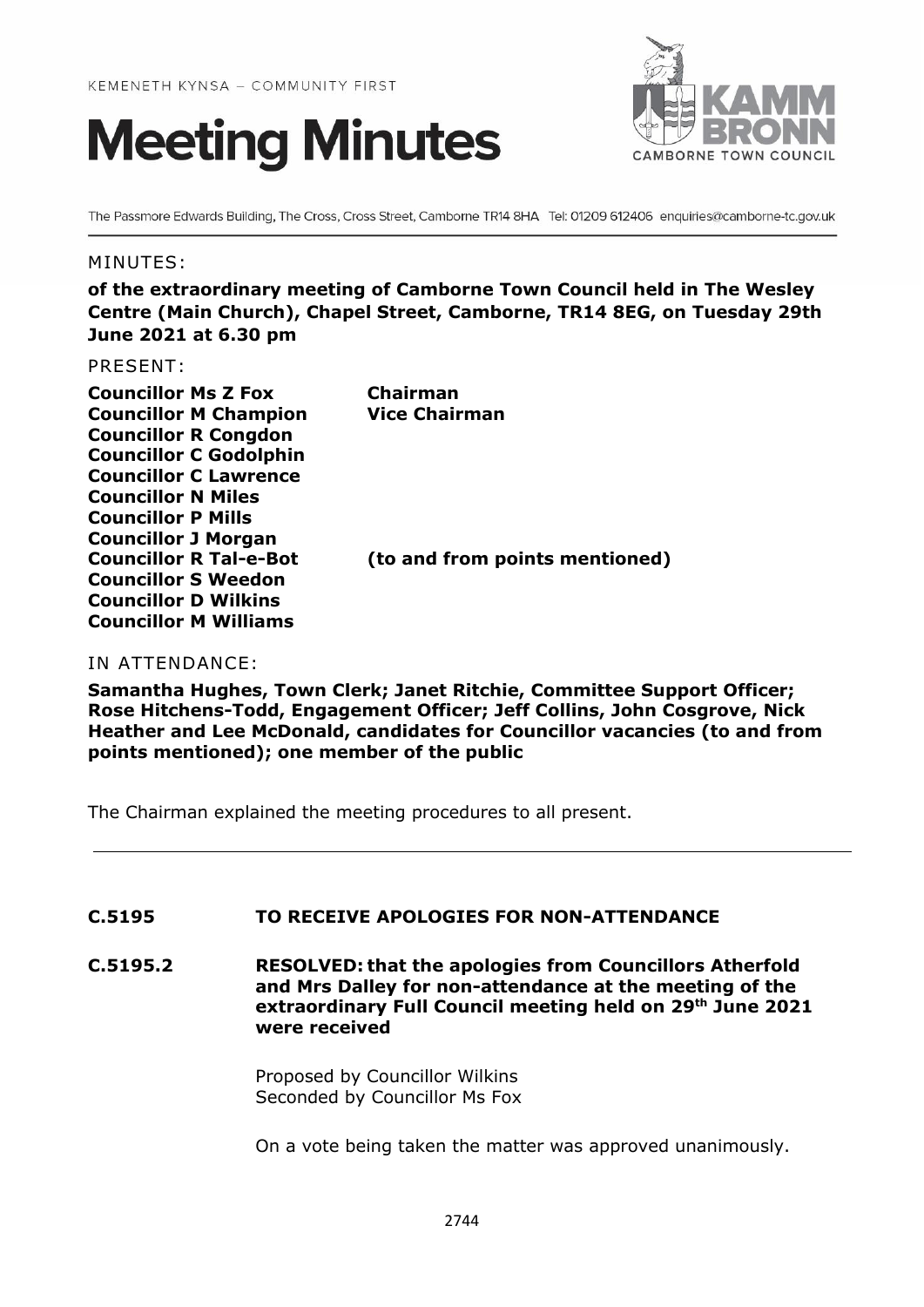KEMENETH KYNSA – COMMUNITY FIRST

# Meeting Minutes

The Passmore Edwards Building, The Cross, Cross Street, Camborne TR14 8HA Tel: 01209 612406 enquiries@camborne-tc.gov.uk

MINUTES:

**of the extraordinary meeting of Camborne Town Council held in The Wesley Centre (Main Church), Chapel Street, Camborne, TR14 8EG, on Tuesday 29th June 2021 at 6.30 pm**

PRESENT:

| | |
|---|---|
| **Councillor Ms Z Fox** | **Chairman** |
| **Councillor M Champion** | **Vice Chairman** |
| **Councillor R Congdon** | |
| **Councillor C Godolphin** | |
| **Councillor C Lawrence** | |
| **Councillor N Miles** | |
| **Councillor P Mills** | |
| **Councillor J Morgan** | |
| **Councillor R Tal-e-Bot** | **(to and from points mentioned)** |
| **Councillor S Weedon** | |
| **Councillor D Wilkins** | |
| **Councillor M Williams** | |

IN ATTENDANCE:

**Samantha Hughes, Town Clerk; Janet Ritchie, Committee Support Officer; Rose Hitchens-Todd, Engagement Officer; Jeff Collins, John Cosgrove, Nick Heather and Lee McDonald, candidates for Councillor vacancies (to and from points mentioned); one member of the public**

The Chairman explained the meeting procedures to all present.

---

**C.5195 TO RECEIVE APOLOGIES FOR NON-ATTENDANCE**

**C.5195.2 RESOLVED: that the apologies from Councillors Atherfold and Mrs Dalley for non-attendance at the meeting of the extraordinary Full Council meeting held on 29th June 2021 were received**

Proposed by Councillor Wilkins
Seconded by Councillor Ms Fox

On a vote being taken the matter was approved unanimously.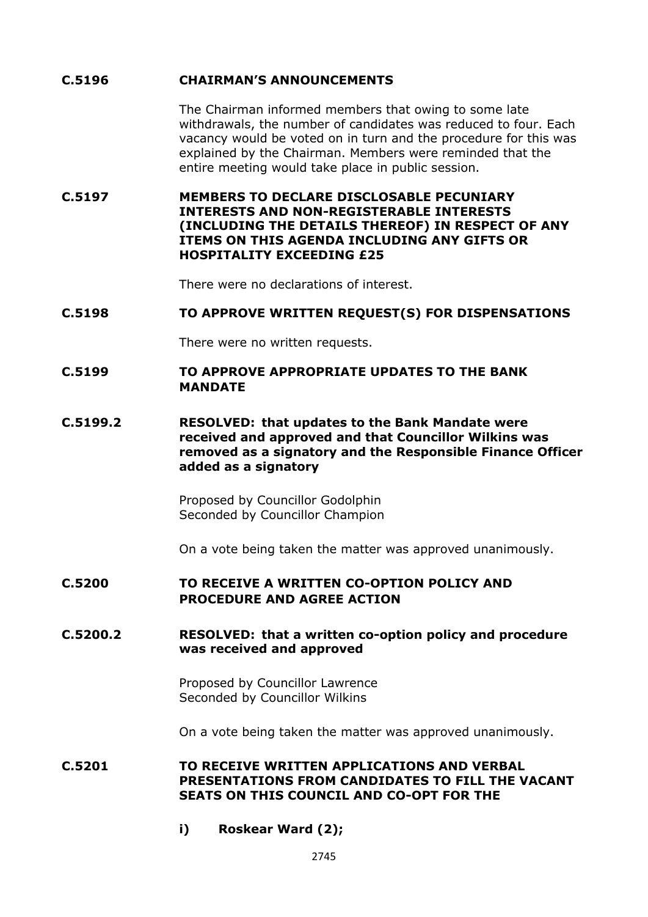**C.5196 CHAIRMAN'S ANNOUNCEMENTS**

The Chairman informed members that owing to some late withdrawals, the number of candidates was reduced to four. Each vacancy would be voted on in turn and the procedure for this was explained by the Chairman. Members were reminded that the entire meeting would take place in public session.

**C.5197 MEMBERS TO DECLARE DISCLOSABLE PECUNIARY INTERESTS AND NON-REGISTERABLE INTERESTS (INCLUDING THE DETAILS THEREOF) IN RESPECT OF ANY ITEMS ON THIS AGENDA INCLUDING ANY GIFTS OR HOSPITALITY EXCEEDING £25**

There were no declarations of interest.

**C.5198 TO APPROVE WRITTEN REQUEST(S) FOR DISPENSATIONS**

There were no written requests.

**C.5199 TO APPROVE APPROPRIATE UPDATES TO THE BANK MANDATE**

**C.5199.2 RESOLVED: that updates to the Bank Mandate were received and approved and that Councillor Wilkins was removed as a signatory and the Responsible Finance Officer added as a signatory**

Proposed by Councillor Godolphin
Seconded by Councillor Champion

On a vote being taken the matter was approved unanimously.

**C.5200 TO RECEIVE A WRITTEN CO-OPTION POLICY AND PROCEDURE AND AGREE ACTION**

**C.5200.2 RESOLVED: that a written co-option policy and procedure was received and approved**

Proposed by Councillor Lawrence
Seconded by Councillor Wilkins

On a vote being taken the matter was approved unanimously.

**C.5201 TO RECEIVE WRITTEN APPLICATIONS AND VERBAL PRESENTATIONS FROM CANDIDATES TO FILL THE VACANT SEATS ON THIS COUNCIL AND CO-OPT FOR THE**

**i) Roskear Ward (2);**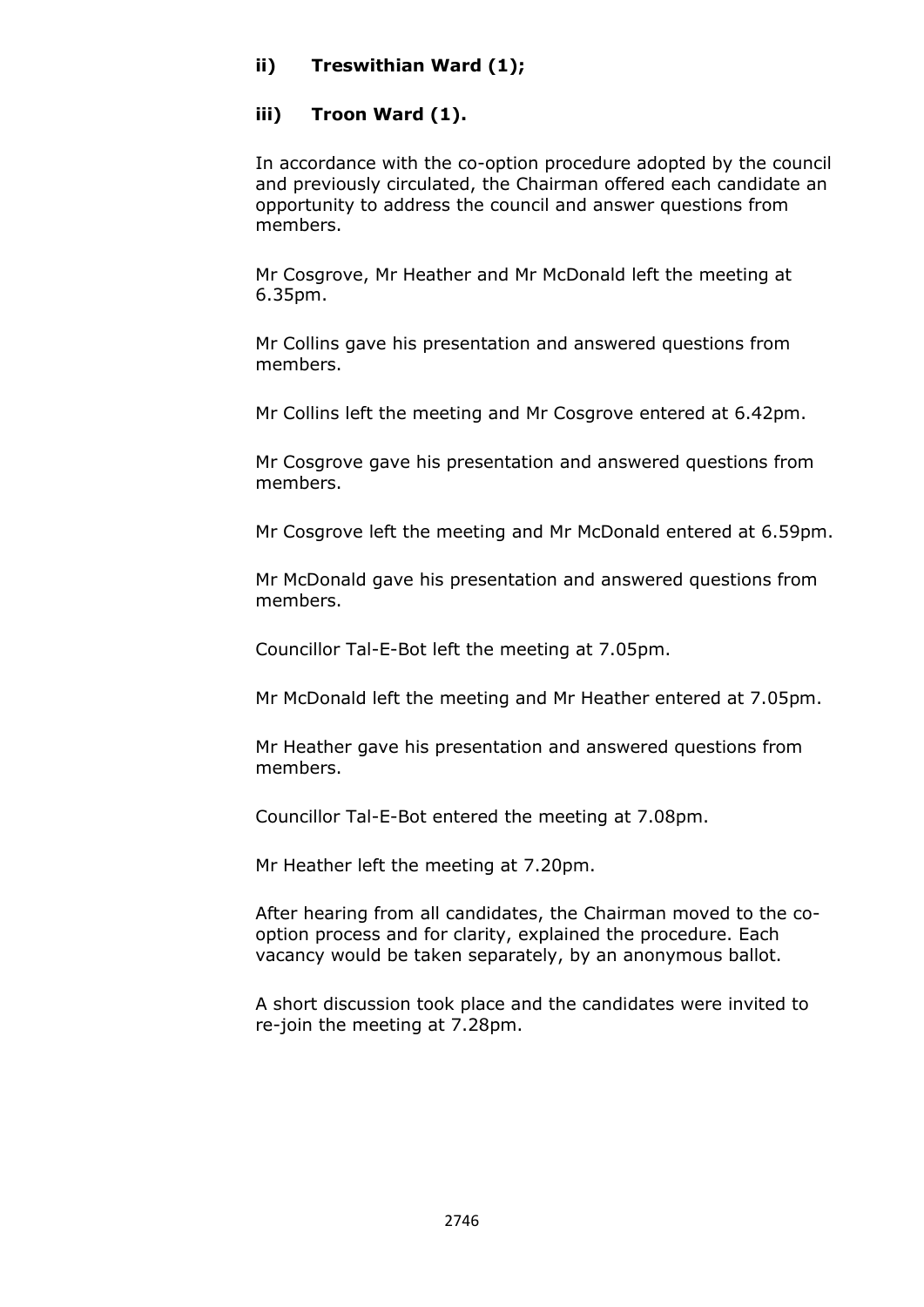**ii) Treswithian Ward (1);**

**iii) Troon Ward (1).**

In accordance with the co-option procedure adopted by the council and previously circulated, the Chairman offered each candidate an opportunity to address the council and answer questions from members.

Mr Cosgrove, Mr Heather and Mr McDonald left the meeting at 6.35pm.

Mr Collins gave his presentation and answered questions from members.

Mr Collins left the meeting and Mr Cosgrove entered at 6.42pm.

Mr Cosgrove gave his presentation and answered questions from members.

Mr Cosgrove left the meeting and Mr McDonald entered at 6.59pm.

Mr McDonald gave his presentation and answered questions from members.

Councillor Tal-E-Bot left the meeting at 7.05pm.

Mr McDonald left the meeting and Mr Heather entered at 7.05pm.

Mr Heather gave his presentation and answered questions from members.

Councillor Tal-E-Bot entered the meeting at 7.08pm.

Mr Heather left the meeting at 7.20pm.

After hearing from all candidates, the Chairman moved to the co-option process and for clarity, explained the procedure. Each vacancy would be taken separately, by an anonymous ballot.

A short discussion took place and the candidates were invited to re-join the meeting at 7.28pm.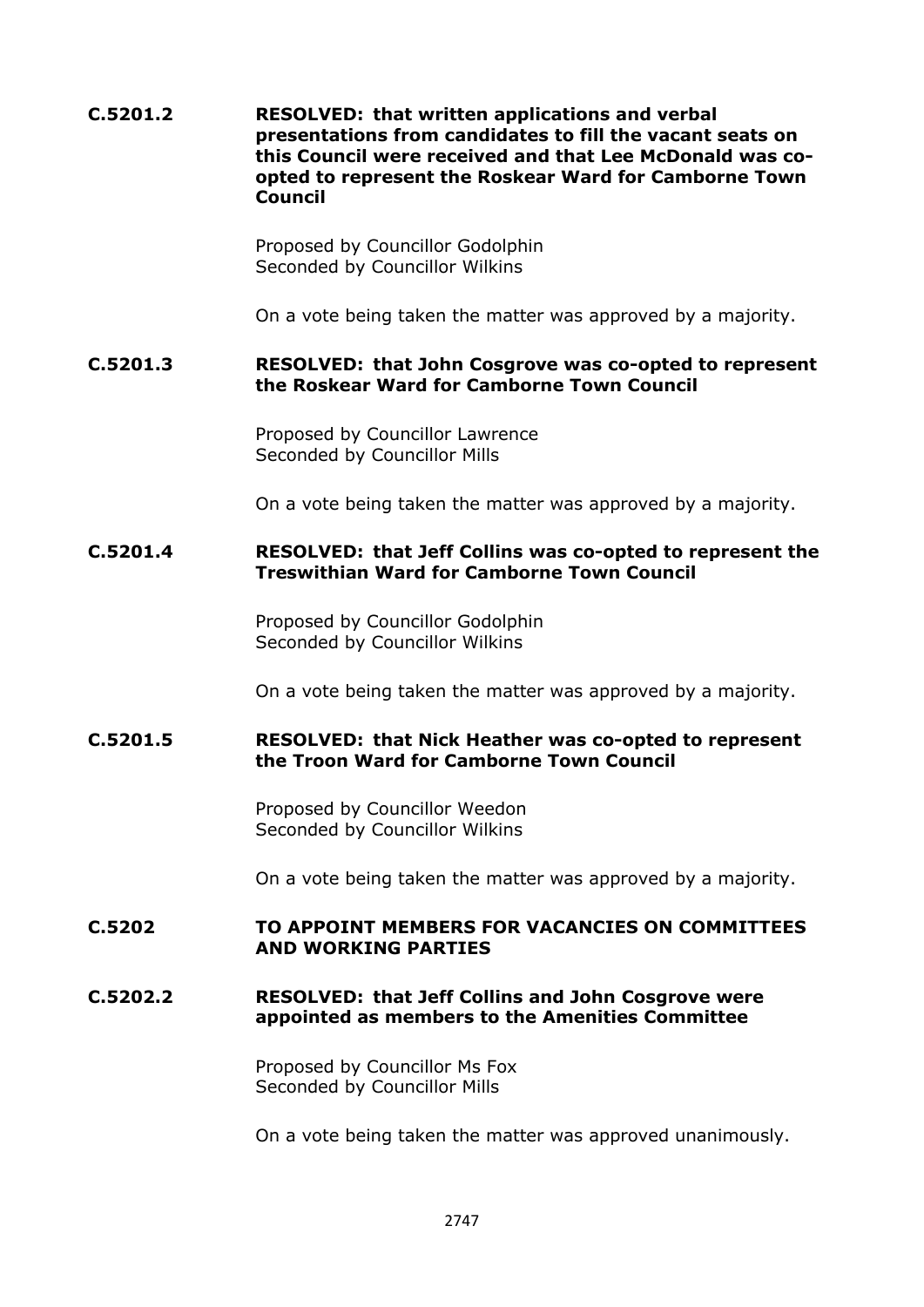**C.5201.2** **RESOLVED: that written applications and verbal presentations from candidates to fill the vacant seats on this Council were received and that Lee McDonald was co-opted to represent the Roskear Ward for Camborne Town Council**

Proposed by Councillor Godolphin
Seconded by Councillor Wilkins

On a vote being taken the matter was approved by a majority.

**C.5201.3** **RESOLVED: that John Cosgrove was co-opted to represent the Roskear Ward for Camborne Town Council**

Proposed by Councillor Lawrence
Seconded by Councillor Mills

On a vote being taken the matter was approved by a majority.

**C.5201.4** **RESOLVED: that Jeff Collins was co-opted to represent the Treswithian Ward for Camborne Town Council**

Proposed by Councillor Godolphin
Seconded by Councillor Wilkins

On a vote being taken the matter was approved by a majority.

**C.5201.5** **RESOLVED: that Nick Heather was co-opted to represent the Troon Ward for Camborne Town Council**

Proposed by Councillor Weedon
Seconded by Councillor Wilkins

On a vote being taken the matter was approved by a majority.

**C.5202** **TO APPOINT MEMBERS FOR VACANCIES ON COMMITTEES AND WORKING PARTIES**

**C.5202.2** **RESOLVED: that Jeff Collins and John Cosgrove were appointed as members to the Amenities Committee**

Proposed by Councillor Ms Fox
Seconded by Councillor Mills

On a vote being taken the matter was approved unanimously.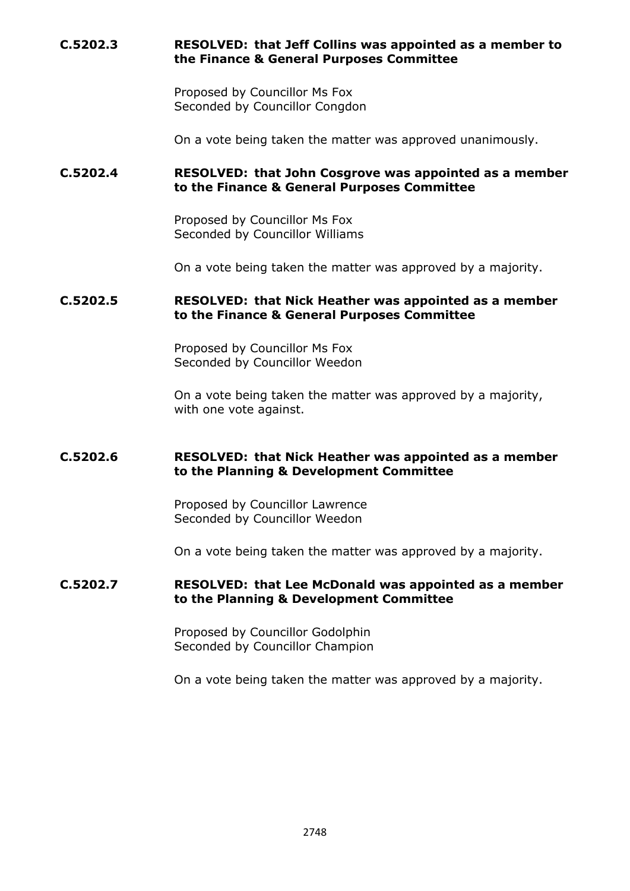**C.5202.3** **RESOLVED: that Jeff Collins was appointed as a member to the Finance & General Purposes Committee**

Proposed by Councillor Ms Fox
Seconded by Councillor Congdon

On a vote being taken the matter was approved unanimously.

**C.5202.4** **RESOLVED: that John Cosgrove was appointed as a member to the Finance & General Purposes Committee**

Proposed by Councillor Ms Fox
Seconded by Councillor Williams

On a vote being taken the matter was approved by a majority.

**C.5202.5** **RESOLVED: that Nick Heather was appointed as a member to the Finance & General Purposes Committee**

Proposed by Councillor Ms Fox
Seconded by Councillor Weedon

On a vote being taken the matter was approved by a majority, with one vote against.

**C.5202.6** **RESOLVED: that Nick Heather was appointed as a member to the Planning & Development Committee**

Proposed by Councillor Lawrence
Seconded by Councillor Weedon

On a vote being taken the matter was approved by a majority.

**C.5202.7** **RESOLVED: that Lee McDonald was appointed as a member to the Planning & Development Committee**

Proposed by Councillor Godolphin
Seconded by Councillor Champion

On a vote being taken the matter was approved by a majority.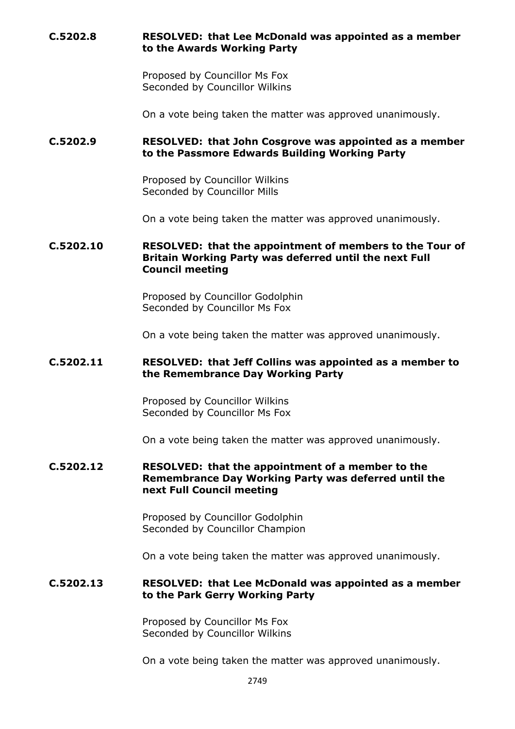**C.5202.8** **RESOLVED: that Lee McDonald was appointed as a member to the Awards Working Party**

Proposed by Councillor Ms Fox
Seconded by Councillor Wilkins

On a vote being taken the matter was approved unanimously.

**C.5202.9** **RESOLVED: that John Cosgrove was appointed as a member to the Passmore Edwards Building Working Party**

Proposed by Councillor Wilkins
Seconded by Councillor Mills

On a vote being taken the matter was approved unanimously.

**C.5202.10** **RESOLVED: that the appointment of members to the Tour of Britain Working Party was deferred until the next Full Council meeting**

Proposed by Councillor Godolphin
Seconded by Councillor Ms Fox

On a vote being taken the matter was approved unanimously.

**C.5202.11** **RESOLVED: that Jeff Collins was appointed as a member to the Remembrance Day Working Party**

Proposed by Councillor Wilkins
Seconded by Councillor Ms Fox

On a vote being taken the matter was approved unanimously.

**C.5202.12** **RESOLVED: that the appointment of a member to the Remembrance Day Working Party was deferred until the next Full Council meeting**

Proposed by Councillor Godolphin
Seconded by Councillor Champion

On a vote being taken the matter was approved unanimously.

**C.5202.13** **RESOLVED: that Lee McDonald was appointed as a member to the Park Gerry Working Party**

Proposed by Councillor Ms Fox
Seconded by Councillor Wilkins

On a vote being taken the matter was approved unanimously.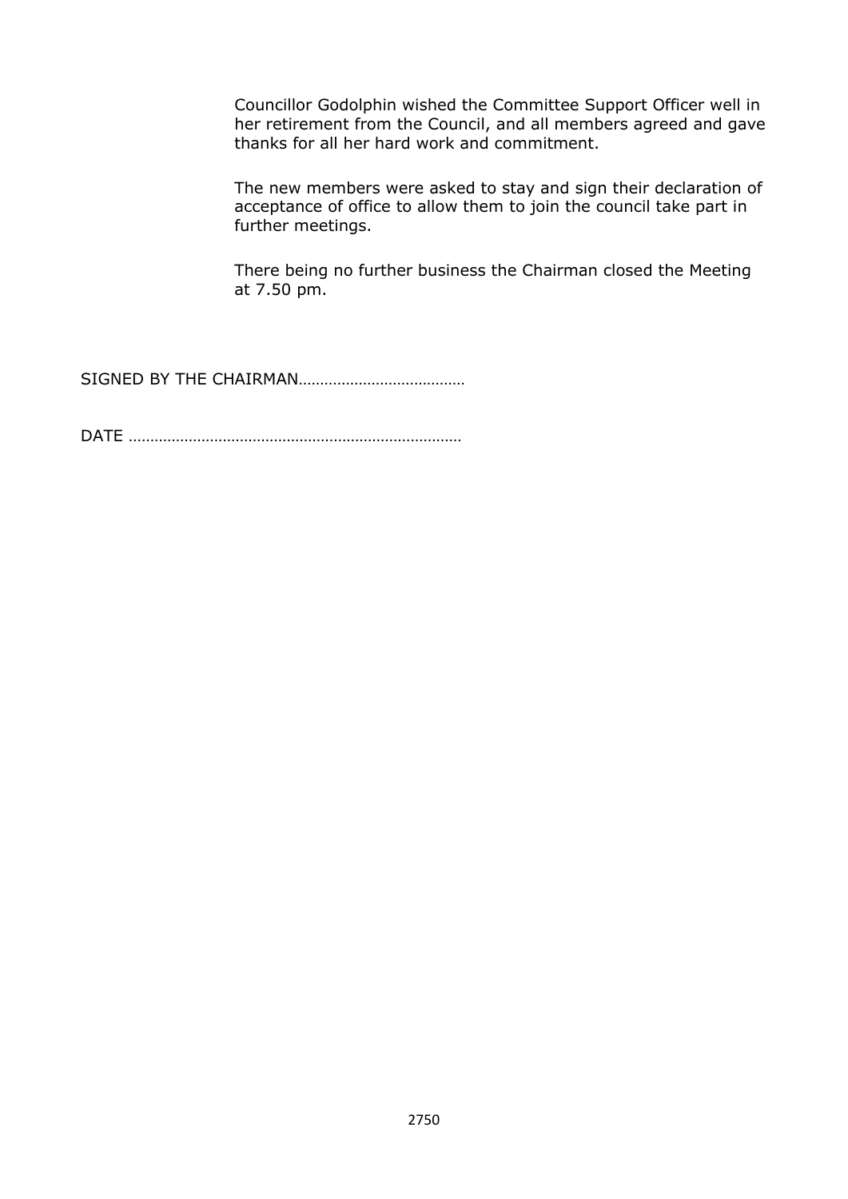Councillor Godolphin wished the Committee Support Officer well in her retirement from the Council, and all members agreed and gave thanks for all her hard work and commitment.

The new members were asked to stay and sign their declaration of acceptance of office to allow them to join the council take part in further meetings.

There being no further business the Chairman closed the Meeting at 7.50 pm.

SIGNED BY THE CHAIRMAN…………………………………

DATE ……………………………………………………………………